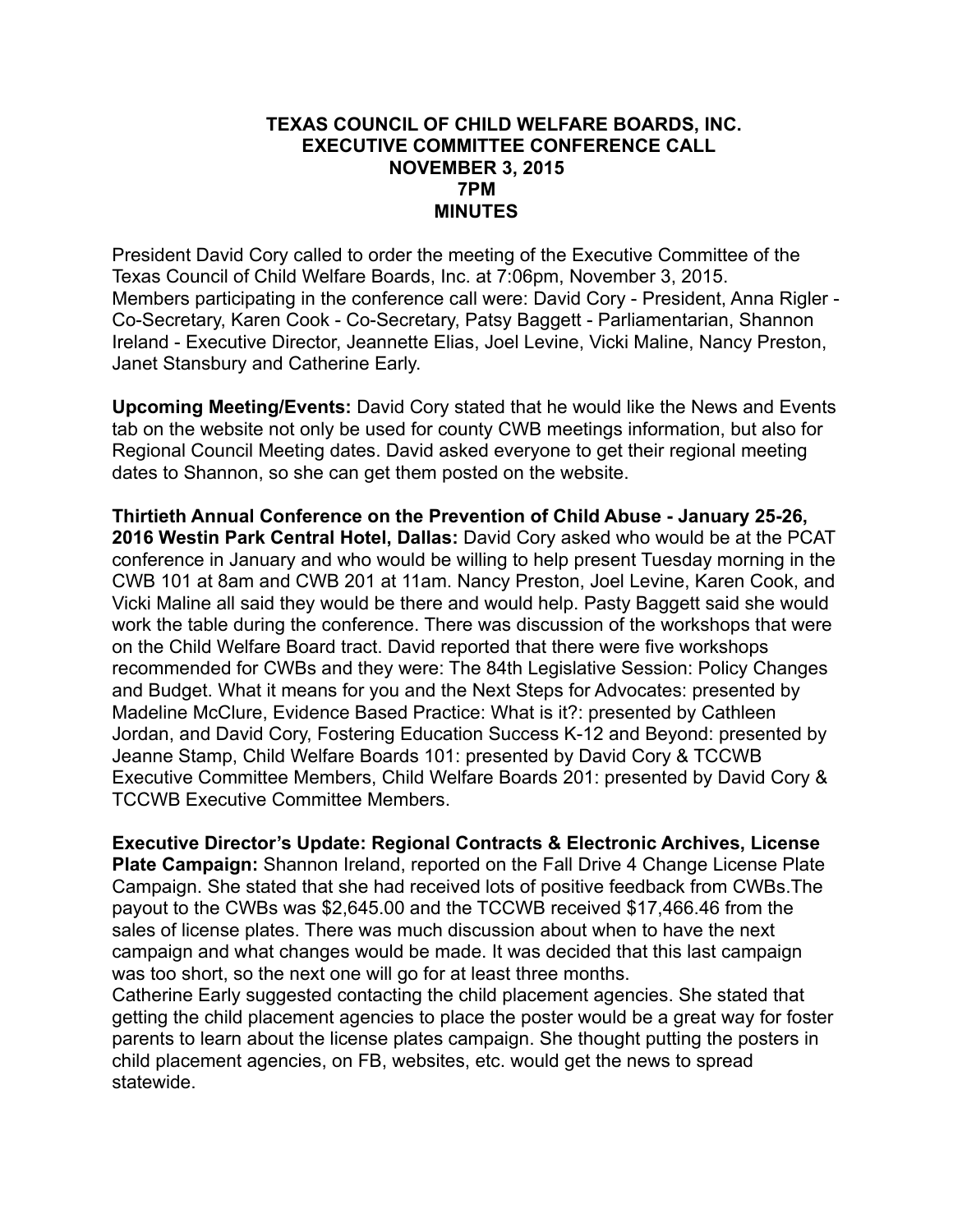**TEXAS COUNCIL OF CHILD WELFARE BOARDS, INC.**
**EXECUTIVE COMMITTEE CONFERENCE CALL**
**NOVEMBER 3, 2015**
**7PM**
**MINUTES**

President David Cory called to order the meeting of the Executive Committee of the Texas Council of Child Welfare Boards, Inc. at 7:06pm, November 3, 2015. Members participating in the conference call were: David Cory - President, Anna Rigler - Co-Secretary, Karen Cook - Co-Secretary, Patsy Baggett - Parliamentarian, Shannon Ireland - Executive Director, Jeannette Elias, Joel Levine, Vicki Maline, Nancy Preston, Janet Stansbury and Catherine Early.

**Upcoming Meeting/Events:** David Cory stated that he would like the News and Events tab on the website not only be used for county CWB meetings information, but also for Regional Council Meeting dates. David asked everyone to get their regional meeting dates to Shannon, so she can get them posted on the website.

**Thirtieth Annual Conference on the Prevention of Child Abuse - January 25-26, 2016 Westin Park Central Hotel, Dallas:** David Cory asked who would be at the PCAT conference in January and who would be willing to help present Tuesday morning in the CWB 101 at 8am and CWB 201 at 11am. Nancy Preston, Joel Levine, Karen Cook, and Vicki Maline all said they would be there and would help. Pasty Baggett said she would work the table during the conference. There was discussion of the workshops that were on the Child Welfare Board tract. David reported that there were five workshops recommended for CWBs and they were: The 84th Legislative Session: Policy Changes and Budget. What it means for you and the Next Steps for Advocates: presented by Madeline McClure, Evidence Based Practice: What is it?: presented by Cathleen Jordan, and David Cory, Fostering Education Success K-12 and Beyond: presented by Jeanne Stamp, Child Welfare Boards 101: presented by David Cory & TCCWB Executive Committee Members, Child Welfare Boards 201: presented by David Cory & TCCWB Executive Committee Members.

**Executive Director's Update: Regional Contracts & Electronic Archives, License Plate Campaign:** Shannon Ireland, reported on the Fall Drive 4 Change License Plate Campaign. She stated that she had received lots of positive feedback from CWBs.The payout to the CWBs was $2,645.00 and the TCCWB received $17,466.46 from the sales of license plates. There was much discussion about when to have the next campaign and what changes would be made. It was decided that this last campaign was too short, so the next one will go for at least three months.

Catherine Early suggested contacting the child placement agencies. She stated that getting the child placement agencies to place the poster would be a great way for foster parents to learn about the license plates campaign. She thought putting the posters in child placement agencies, on FB, websites, etc. would get the news to spread statewide.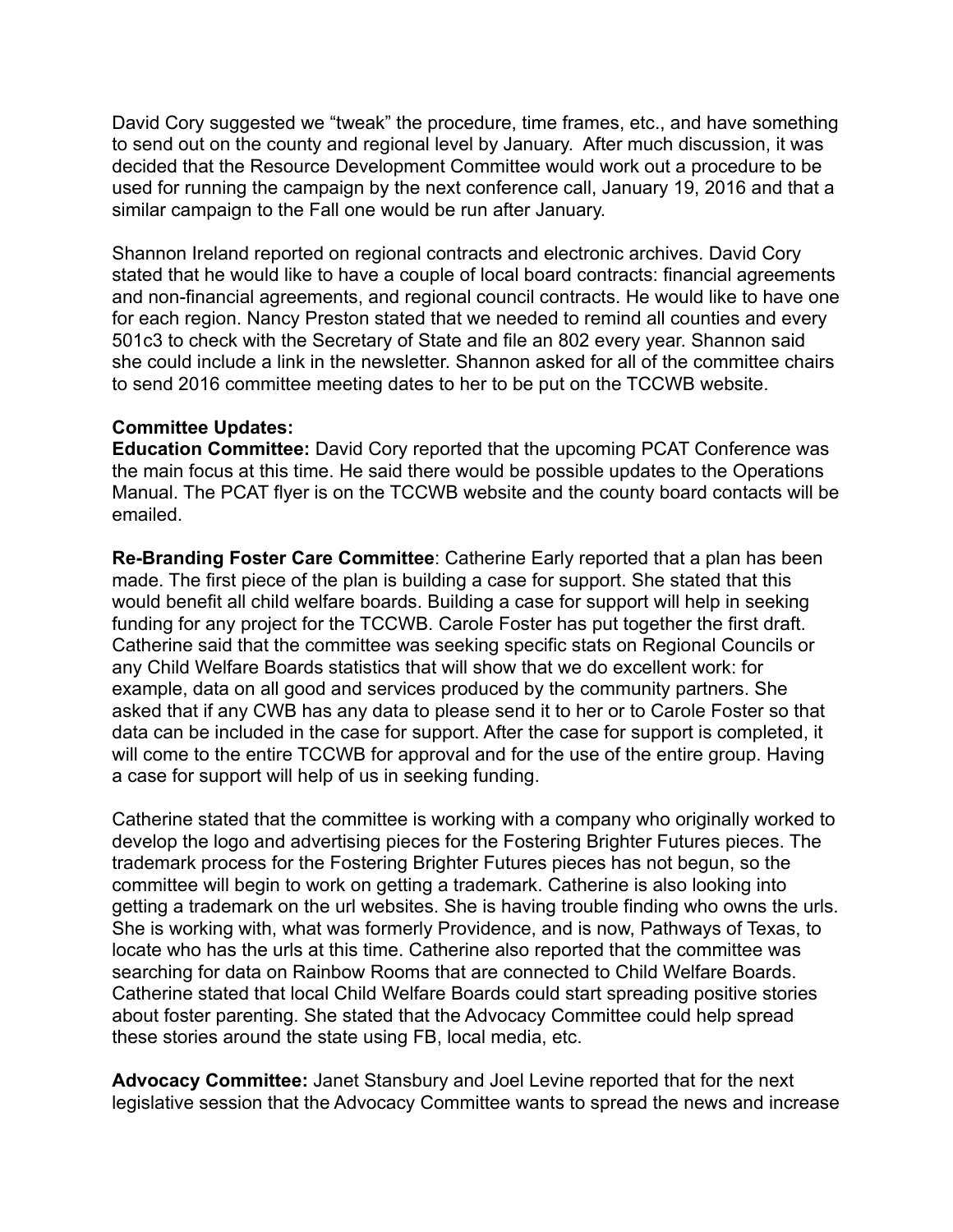David Cory suggested we “tweak” the procedure, time frames, etc., and have something to send out on the county and regional level by January. After much discussion, it was decided that the Resource Development Committee would work out a procedure to be used for running the campaign by the next conference call, January 19, 2016 and that a similar campaign to the Fall one would be run after January.

Shannon Ireland reported on regional contracts and electronic archives. David Cory stated that he would like to have a couple of local board contracts: financial agreements and non-financial agreements, and regional council contracts. He would like to have one for each region. Nancy Preston stated that we needed to remind all counties and every 501c3 to check with the Secretary of State and file an 802 every year. Shannon said she could include a link in the newsletter. Shannon asked for all of the committee chairs to send 2016 committee meeting dates to her to be put on the TCCWB website.

**Committee Updates:**

**Education Committee:** David Cory reported that the upcoming PCAT Conference was the main focus at this time. He said there would be possible updates to the Operations Manual. The PCAT flyer is on the TCCWB website and the county board contacts will be emailed.

**Re-Branding Foster Care Committee**: Catherine Early reported that a plan has been made. The first piece of the plan is building a case for support. She stated that this would benefit all child welfare boards. Building a case for support will help in seeking funding for any project for the TCCWB. Carole Foster has put together the first draft. Catherine said that the committee was seeking specific stats on Regional Councils or any Child Welfare Boards statistics that will show that we do excellent work: for example, data on all good and services produced by the community partners. She asked that if any CWB has any data to please send it to her or to Carole Foster so that data can be included in the case for support. After the case for support is completed, it will come to the entire TCCWB for approval and for the use of the entire group. Having a case for support will help of us in seeking funding.

Catherine stated that the committee is working with a company who originally worked to develop the logo and advertising pieces for the Fostering Brighter Futures pieces. The trademark process for the Fostering Brighter Futures pieces has not begun, so the committee will begin to work on getting a trademark. Catherine is also looking into getting a trademark on the url websites. She is having trouble finding who owns the urls. She is working with, what was formerly Providence, and is now, Pathways of Texas, to locate who has the urls at this time. Catherine also reported that the committee was searching for data on Rainbow Rooms that are connected to Child Welfare Boards. Catherine stated that local Child Welfare Boards could start spreading positive stories about foster parenting. She stated that the Advocacy Committee could help spread these stories around the state using FB, local media, etc.

**Advocacy Committee:** Janet Stansbury and Joel Levine reported that for the next legislative session that the Advocacy Committee wants to spread the news and increase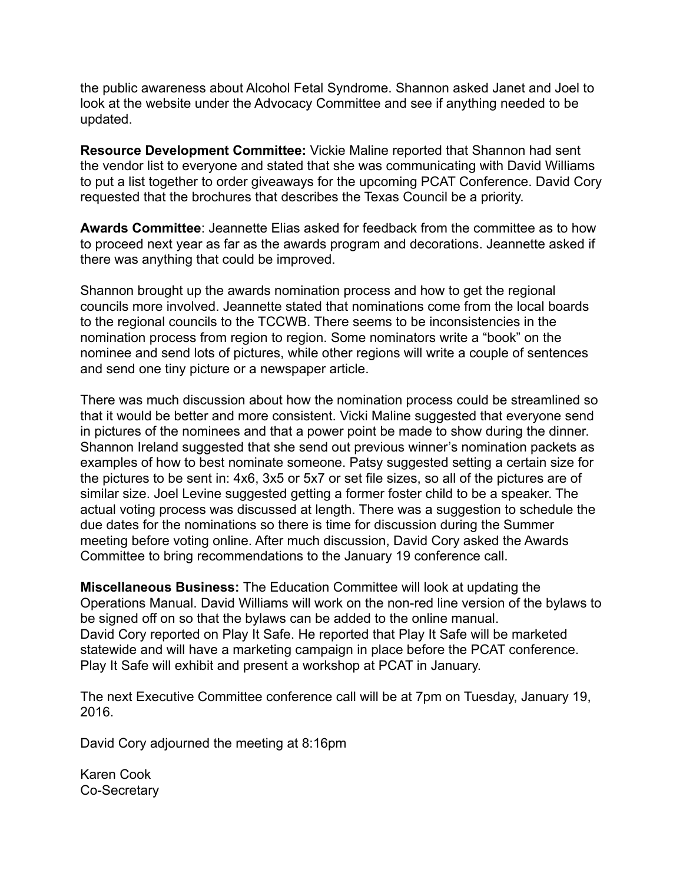the public awareness about Alcohol Fetal Syndrome. Shannon asked Janet and Joel to look at the website under the Advocacy Committee and see if anything needed to be updated.

**Resource Development Committee:** Vickie Maline reported that Shannon had sent the vendor list to everyone and stated that she was communicating with David Williams to put a list together to order giveaways for the upcoming PCAT Conference. David Cory requested that the brochures that describes the Texas Council be a priority.

**Awards Committee**: Jeannette Elias asked for feedback from the committee as to how to proceed next year as far as the awards program and decorations. Jeannette asked if there was anything that could be improved.

Shannon brought up the awards nomination process and how to get the regional councils more involved. Jeannette stated that nominations come from the local boards to the regional councils to the TCCWB. There seems to be inconsistencies in the nomination process from region to region. Some nominators write a "book" on the nominee and send lots of pictures, while other regions will write a couple of sentences and send one tiny picture or a newspaper article.

There was much discussion about how the nomination process could be streamlined so that it would be better and more consistent. Vicki Maline suggested that everyone send in pictures of the nominees and that a power point be made to show during the dinner. Shannon Ireland suggested that she send out previous winner's nomination packets as examples of how to best nominate someone. Patsy suggested setting a certain size for the pictures to be sent in: 4x6, 3x5 or 5x7 or set file sizes, so all of the pictures are of similar size. Joel Levine suggested getting a former foster child to be a speaker. The actual voting process was discussed at length. There was a suggestion to schedule the due dates for the nominations so there is time for discussion during the Summer meeting before voting online. After much discussion, David Cory asked the Awards Committee to bring recommendations to the January 19 conference call.

**Miscellaneous Business:** The Education Committee will look at updating the Operations Manual. David Williams will work on the non-red line version of the bylaws to be signed off on so that the bylaws can be added to the online manual.
David Cory reported on Play It Safe. He reported that Play It Safe will be marketed statewide and will have a marketing campaign in place before the PCAT conference. Play It Safe will exhibit and present a workshop at PCAT in January.

The next Executive Committee conference call will be at 7pm on Tuesday, January 19, 2016.

David Cory adjourned the meeting at 8:16pm

Karen Cook
Co-Secretary